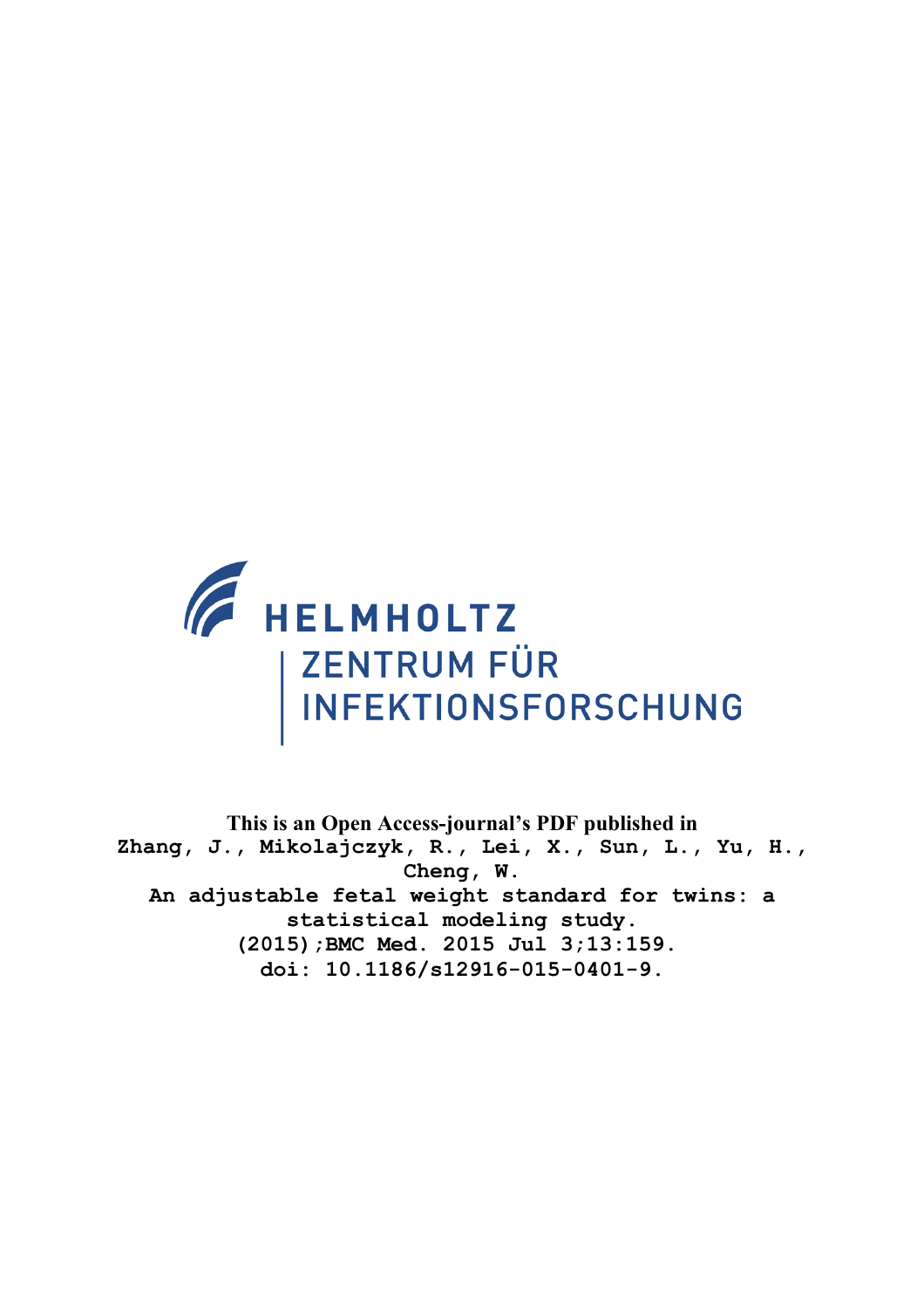HELMHOLTZ

ZENTRUM FÜR INFEKTIONSFORSCHUNG

**This is an Open Access-journal's PDF published in**

**Zhang, J., Mikolajczyk, R., Lei, X., Sun, L., Yu, H., Cheng, W.**

**An adjustable fetal weight standard for twins: a statistical modeling study.**

**(2015);BMC Med. 2015 Jul 3;13:159.**

**doi: 10.1186/s12916-015-0401-9.**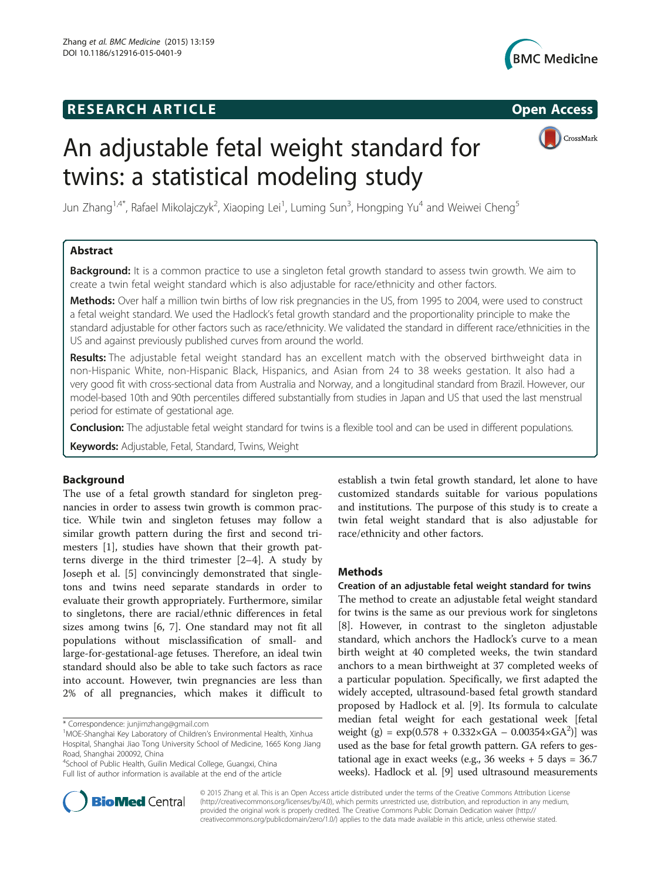# An adjustable fetal weight standard for twins: a statistical modeling study

Jun Zhang[1,4*], Rafael Mikolajczyk[2], Xiaoping Lei[1], Luming Sun[3], Hongping Yu[4] and Weiwei Cheng[5]

## Abstract

**Background:** It is a common practice to use a singleton fetal growth standard to assess twin growth. We aim to create a twin fetal weight standard which is also adjustable for race/ethnicity and other factors.

**Methods:** Over half a million twin births of low risk pregnancies in the US, from 1995 to 2004, were used to construct a fetal weight standard. We used the Hadlock's fetal growth standard and the proportionality principle to make the standard adjustable for other factors such as race/ethnicity. We validated the standard in different race/ethnicities in the US and against previously published curves from around the world.

**Results:** The adjustable fetal weight standard has an excellent match with the observed birthweight data in non-Hispanic White, non-Hispanic Black, Hispanics, and Asian from 24 to 38 weeks gestation. It also had a very good fit with cross-sectional data from Australia and Norway, and a longitudinal standard from Brazil. However, our model-based 10th and 90th percentiles differed substantially from studies in Japan and US that used the last menstrual period for estimate of gestational age.

**Conclusion:** The adjustable fetal weight standard for twins is a flexible tool and can be used in different populations.

**Keywords:** Adjustable, Fetal, Standard, Twins, Weight

## Background

The use of a fetal growth standard for singleton pregnancies in order to assess twin growth is common practice. While twin and singleton fetuses may follow a similar growth pattern during the first and second trimesters [1], studies have shown that their growth patterns diverge in the third trimester [2–4]. A study by Joseph et al. [5] convincingly demonstrated that singletons and twins need separate standards in order to evaluate their growth appropriately. Furthermore, similar to singletons, there are racial/ethnic differences in fetal sizes among twins [6, 7]. One standard may not fit all populations without misclassification of small- and large-for-gestational-age fetuses. Therefore, an ideal twin standard should also be able to take such factors as race into account. However, twin pregnancies are less than 2% of all pregnancies, which makes it difficult to establish a twin fetal growth standard, let alone to have customized standards suitable for various populations and institutions. The purpose of this study is to create a twin fetal weight standard that is also adjustable for race/ethnicity and other factors.

## Methods

### Creation of an adjustable fetal weight standard for twins

The method to create an adjustable fetal weight standard for twins is the same as our previous work for singletons [8]. However, in contrast to the singleton adjustable standard, which anchors the Hadlock's curve to a mean birth weight at 40 completed weeks, the twin standard anchors to a mean birthweight at 37 completed weeks of a particular population. Specifically, we first adapted the widely accepted, ultrasound-based fetal growth standard proposed by Hadlock et al. [9]. Its formula to calculate median fetal weight for each gestational week [fetal weight (g) = $\exp(0.578 + 0.332\times GA - 0.00354\times GA^2)$] was used as the base for fetal growth pattern. GA refers to gestational age in exact weeks (e.g., 36 weeks + 5 days = 36.7 weeks). Hadlock et al. [9] used ultrasound measurements

\* Correspondence: junjimzhang@gmail.com
[1]MOE-Shanghai Key Laboratory of Children's Environmental Health, Xinhua Hospital, Shanghai Jiao Tong University School of Medicine, 1665 Kong Jiang Road, Shanghai 200092, China
[4]School of Public Health, Guilin Medical College, Guangxi, China
Full list of author information is available at the end of the article

© 2015 Zhang et al. This is an Open Access article distributed under the terms of the Creative Commons Attribution License (http://creativecommons.org/licenses/by/4.0), which permits unrestricted use, distribution, and reproduction in any medium, provided the original work is properly credited. The Creative Commons Public Domain Dedication waiver (http://creativecommons.org/publicdomain/zero/1.0/) applies to the data made available in this article, unless otherwise stated.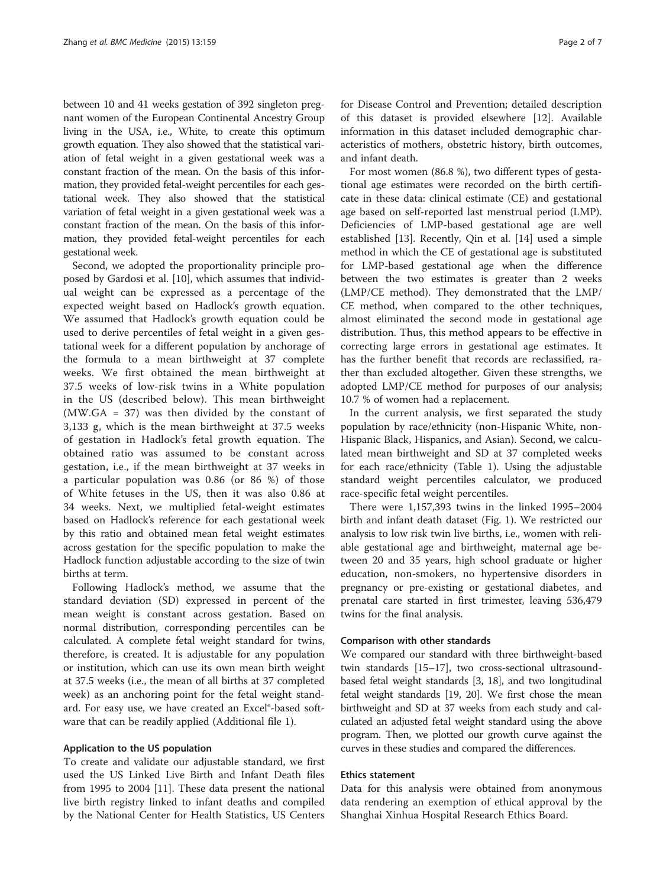between 10 and 41 weeks gestation of 392 singleton pregnant women of the European Continental Ancestry Group living in the USA, i.e., White, to create this optimum growth equation. They also showed that the statistical variation of fetal weight in a given gestational week was a constant fraction of the mean. On the basis of this information, they provided fetal-weight percentiles for each gestational week. They also showed that the statistical variation of fetal weight in a given gestational week was a constant fraction of the mean. On the basis of this information, they provided fetal-weight percentiles for each gestational week.

Second, we adopted the proportionality principle proposed by Gardosi et al. [10], which assumes that individual weight can be expressed as a percentage of the expected weight based on Hadlock's growth equation. We assumed that Hadlock's growth equation could be used to derive percentiles of fetal weight in a given gestational week for a different population by anchorage of the formula to a mean birthweight at 37 complete weeks. We first obtained the mean birthweight at 37.5 weeks of low-risk twins in a White population in the US (described below). This mean birthweight (MW.GA = 37) was then divided by the constant of 3,133 g, which is the mean birthweight at 37.5 weeks of gestation in Hadlock's fetal growth equation. The obtained ratio was assumed to be constant across gestation, i.e., if the mean birthweight at 37 weeks in a particular population was 0.86 (or 86 %) of those of White fetuses in the US, then it was also 0.86 at 34 weeks. Next, we multiplied fetal-weight estimates based on Hadlock's reference for each gestational week by this ratio and obtained mean fetal weight estimates across gestation for the specific population to make the Hadlock function adjustable according to the size of twin births at term.

Following Hadlock's method, we assume that the standard deviation (SD) expressed in percent of the mean weight is constant across gestation. Based on normal distribution, corresponding percentiles can be calculated. A complete fetal weight standard for twins, therefore, is created. It is adjustable for any population or institution, which can use its own mean birth weight at 37.5 weeks (i.e., the mean of all births at 37 completed week) as an anchoring point for the fetal weight standard. For easy use, we have created an Excel®-based software that can be readily applied (Additional file 1).

### Application to the US population

To create and validate our adjustable standard, we first used the US Linked Live Birth and Infant Death files from 1995 to 2004 [11]. These data present the national live birth registry linked to infant deaths and compiled by the National Center for Health Statistics, US Centers for Disease Control and Prevention; detailed description of this dataset is provided elsewhere [12]. Available information in this dataset included demographic characteristics of mothers, obstetric history, birth outcomes, and infant death.

For most women (86.8 %), two different types of gestational age estimates were recorded on the birth certificate in these data: clinical estimate (CE) and gestational age based on self-reported last menstrual period (LMP). Deficiencies of LMP-based gestational age are well established [13]. Recently, Qin et al. [14] used a simple method in which the CE of gestational age is substituted for LMP-based gestational age when the difference between the two estimates is greater than 2 weeks (LMP/CE method). They demonstrated that the LMP/CE method, when compared to the other techniques, almost eliminated the second mode in gestational age distribution. Thus, this method appears to be effective in correcting large errors in gestational age estimates. It has the further benefit that records are reclassified, rather than excluded altogether. Given these strengths, we adopted LMP/CE method for purposes of our analysis; 10.7 % of women had a replacement.

In the current analysis, we first separated the study population by race/ethnicity (non-Hispanic White, non-Hispanic Black, Hispanics, and Asian). Second, we calculated mean birthweight and SD at 37 completed weeks for each race/ethnicity (Table 1). Using the adjustable standard weight percentiles calculator, we produced race-specific fetal weight percentiles.

There were 1,157,393 twins in the linked 1995–2004 birth and infant death dataset (Fig. 1). We restricted our analysis to low risk twin live births, i.e., women with reliable gestational age and birthweight, maternal age between 20 and 35 years, high school graduate or higher education, non-smokers, no hypertensive disorders in pregnancy or pre-existing or gestational diabetes, and prenatal care started in first trimester, leaving 536,479 twins for the final analysis.

### Comparison with other standards

We compared our standard with three birthweight-based twin standards [15–17], two cross-sectional ultrasound-based fetal weight standards [3, 18], and two longitudinal fetal weight standards [19, 20]. We first chose the mean birthweight and SD at 37 weeks from each study and calculated an adjusted fetal weight standard using the above program. Then, we plotted our growth curve against the curves in these studies and compared the differences.

### Ethics statement

Data for this analysis were obtained from anonymous data rendering an exemption of ethical approval by the Shanghai Xinhua Hospital Research Ethics Board.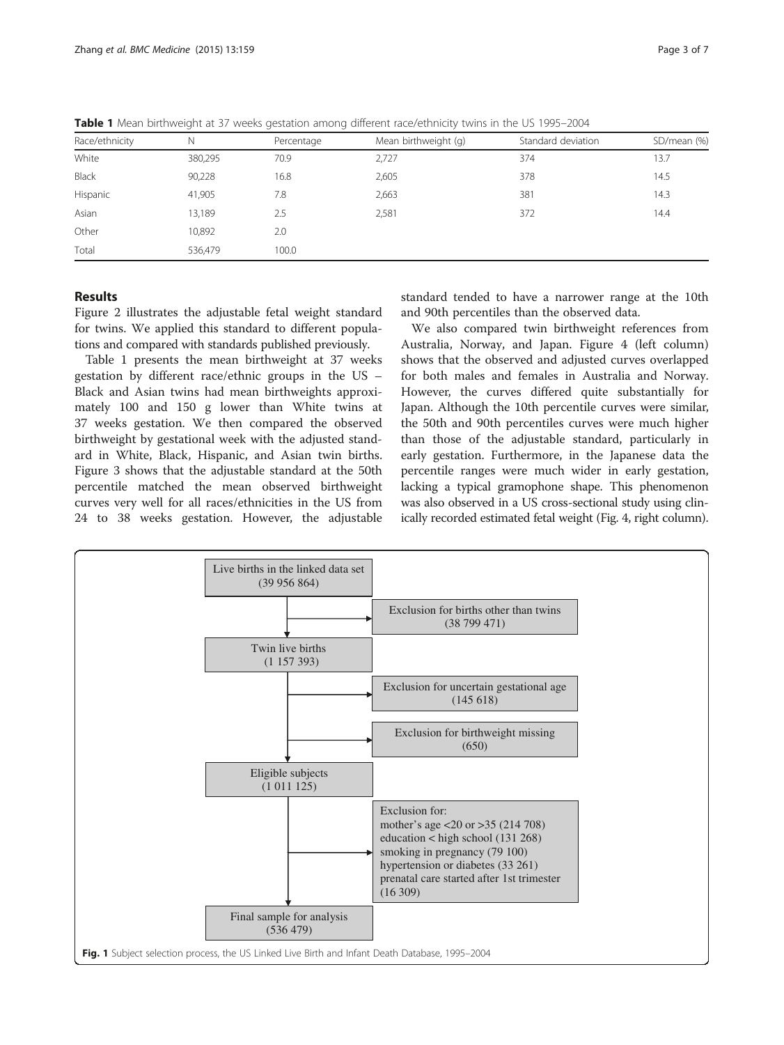**Table 1** Mean birthweight at 37 weeks gestation among different race/ethnicity twins in the US 1995–2004

| Race/ethnicity | N | Percentage | Mean birthweight (g) | Standard deviation | SD/mean (%) |
|---|---|---|---|---|---|
| White | 380,295 | 70.9 | 2,727 | 374 | 13.7 |
| Black | 90,228 | 16.8 | 2,605 | 378 | 14.5 |
| Hispanic | 41,905 | 7.8 | 2,663 | 381 | 14.3 |
| Asian | 13,189 | 2.5 | 2,581 | 372 | 14.4 |
| Other | 10,892 | 2.0 | | | |
| Total | 536,479 | 100.0 | | | |

## Results

Figure 2 illustrates the adjustable fetal weight standard for twins. We applied this standard to different populations and compared with standards published previously.

Table 1 presents the mean birthweight at 37 weeks gestation by different race/ethnic groups in the US – Black and Asian twins had mean birthweights approximately 100 and 150 g lower than White twins at 37 weeks gestation. We then compared the observed birthweight by gestational week with the adjusted standard in White, Black, Hispanic, and Asian twin births. Figure 3 shows that the adjustable standard at the 50th percentile matched the mean observed birthweight curves very well for all races/ethnicities in the US from 24 to 38 weeks gestation. However, the adjustable standard tended to have a narrower range at the 10th and 90th percentiles than the observed data.

We also compared twin birthweight references from Australia, Norway, and Japan. Figure 4 (left column) shows that the observed and adjusted curves overlapped for both males and females in Australia and Norway. However, the curves differed quite substantially for Japan. Although the 10th percentile curves were similar, the 50th and 90th percentiles curves were much higher than those of the adjustable standard, particularly in early gestation. Furthermore, in the Japanese data the percentile ranges were much wider in early gestation, lacking a typical gramophone shape. This phenomenon was also observed in a US cross-sectional study using clinically recorded estimated fetal weight (Fig. 4, right column).

Live births in the linked data set (39 956 864)

Exclusion for births other than twins (38 799 471)

Twin live births (1 157 393)

Exclusion for uncertain gestational age (145 618)

Exclusion for birthweight missing (650)

Eligible subjects (1 011 125)

Exclusion for:
mother's age <20 or >35 (214 708)
education < high school (131 268)
smoking in pregnancy (79 100)
hypertension or diabetes (33 261)
prenatal care started after 1st trimester (16 309)

Final sample for analysis (536 479)

**Fig. 1** Subject selection process, the US Linked Live Birth and Infant Death Database, 1995–2004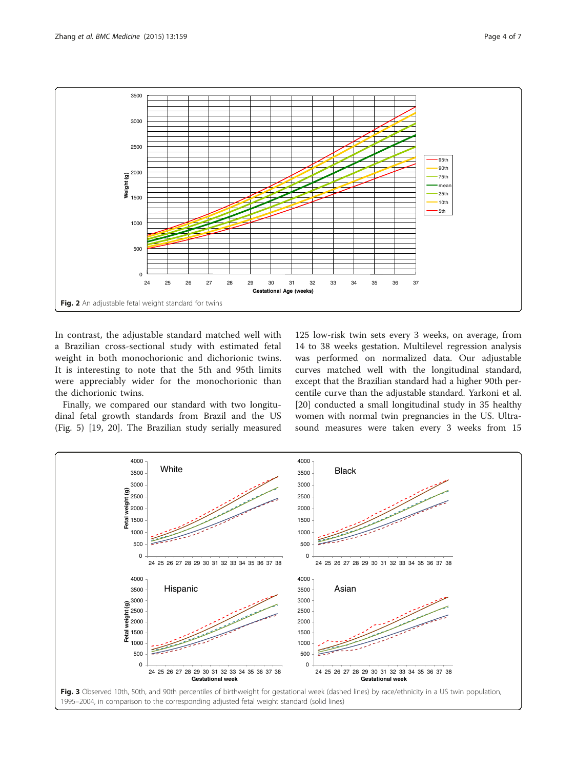3500
3000
2500
2000
1500
1000
500
0

Weight (g)

24 25 26 27 28 29 30 31 32 33 34 35 36 37

Gestational Age (weeks)

95th
90th
75th
mean
25th
10th
5th

**Fig. 2** An adjustable fetal weight standard for twins

In contrast, the adjustable standard matched well with a Brazilian cross-sectional study with estimated fetal weight in both monochorionic and dichorionic twins. It is interesting to note that the 5th and 95th limits were appreciably wider for the monochorionic than the dichorionic twins.

Finally, we compared our standard with two longitudinal fetal growth standards from Brazil and the US (Fig. 5) [19, 20]. The Brazilian study serially measured 125 low-risk twin sets every 3 weeks, on average, from 14 to 38 weeks gestation. Multilevel regression analysis was performed on normalized data. Our adjustable curves matched well with the longitudinal standard, except that the Brazilian standard had a higher 90th percentile curve than the adjustable standard. Yarkoni et al. [20] conducted a small longitudinal study in 35 healthy women with normal twin pregnancies in the US. Ultrasound measures were taken every 3 weeks from 15

White

Black

Hispanic

Asian

4000
3500
3000
2500
2000
1500
1000
500
0

Fetal weight (g)

24 25 26 27 28 29 30 31 32 33 34 35 36 37 38

Gestational week

**Fig. 3** Observed 10th, 50th, and 90th percentiles of birthweight for gestational week (dashed lines) by race/ethnicity in a US twin population, 1995–2004, in comparison to the corresponding adjusted fetal weight standard (solid lines)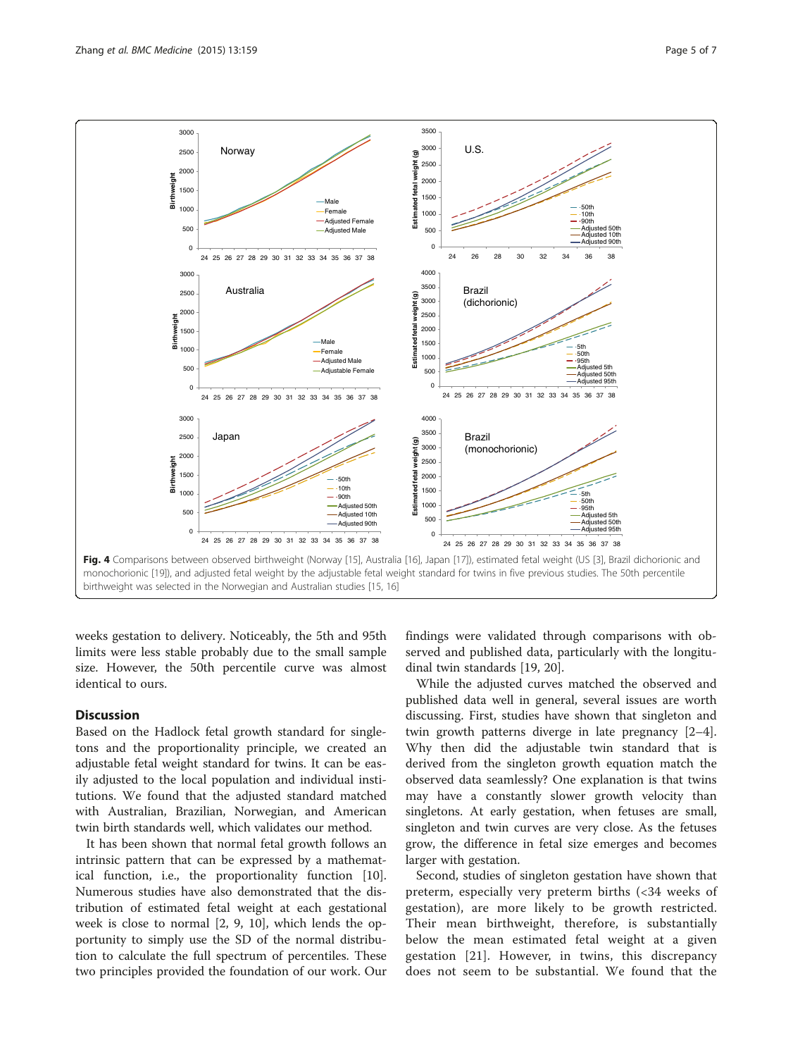Norway

Birthweight

3000
2500
2000
1500
1000
500
0

24 25 26 27 28 29 30 31 32 33 34 35 36 37 38

Male
Female
Adjusted Female
Adjusted Male

U.S.

Estimated fetal weight (g)

3500
3000
2500
2000
1500
1000
500
0

24 26 28 30 32 34 36 38

50th
10th
90th
Adjusted 50th
Adjusted 10th
Adjusted 90th

Australia

Birthweight

3000
2500
2000
1500
1000
500
0

24 25 26 27 28 29 30 31 32 33 34 35 36 37 38

Male
Female
Adjusted Male
Adjustable Female

Brazil
(dichorionic)

Estimated fetal weight (g)

4000
3500
3000
2500
2000
1500
1000
500
0

24 25 26 27 28 29 30 31 32 33 34 35 36 37 38

5th
50th
95th
Adjusted 5th
Adjusted 50th
Adjusted 95th

Japan

Birthweight

3000
2500
2000
1500
1000
500
0

24 25 26 27 28 29 30 31 32 33 34 35 36 37 38

50th
10th
90th
Adjusted 50th
Adjusted 10th
Adjusted 90th

Brazil
(monochorionic)

Estimated fetal weight (g)

4000
3500
3000
2500
2000
1500
1000
500
0

24 25 26 27 28 29 30 31 32 33 34 35 36 37 38

5th
50th
95th
Adjusted 5th
Adjusted 50th
Adjusted 95th

**Fig. 4** Comparisons between observed birthweight (Norway [15], Australia [16], Japan [17]), estimated fetal weight (US [3], Brazil dichorionic and monochorionic [19]), and adjusted fetal weight by the adjustable fetal weight standard for twins in five previous studies. The 50th percentile birthweight was selected in the Norwegian and Australian studies [15, 16]

weeks gestation to delivery. Noticeably, the 5th and 95th limits were less stable probably due to the small sample size. However, the 50th percentile curve was almost identical to ours.

## Discussion

Based on the Hadlock fetal growth standard for singletons and the proportionality principle, we created an adjustable fetal weight standard for twins. It can be easily adjusted to the local population and individual institutions. We found that the adjusted standard matched with Australian, Brazilian, Norwegian, and American twin birth standards well, which validates our method.

It has been shown that normal fetal growth follows an intrinsic pattern that can be expressed by a mathematical function, i.e., the proportionality function [10]. Numerous studies have also demonstrated that the distribution of estimated fetal weight at each gestational week is close to normal [2, 9, 10], which lends the opportunity to simply use the SD of the normal distribution to calculate the full spectrum of percentiles. These two principles provided the foundation of our work. Our findings were validated through comparisons with observed and published data, particularly with the longitudinal twin standards [19, 20].

While the adjusted curves matched the observed and published data well in general, several issues are worth discussing. First, studies have shown that singleton and twin growth patterns diverge in late pregnancy [2–4]. Why then did the adjustable twin standard that is derived from the singleton growth equation match the observed data seamlessly? One explanation is that twins may have a constantly slower growth velocity than singletons. At early gestation, when fetuses are small, singleton and twin curves are very close. As the fetuses grow, the difference in fetal size emerges and becomes larger with gestation.

Second, studies of singleton gestation have shown that preterm, especially very preterm births (<34 weeks of gestation), are more likely to be growth restricted. Their mean birthweight, therefore, is substantially below the mean estimated fetal weight at a given gestation [21]. However, in twins, this discrepancy does not seem to be substantial. We found that the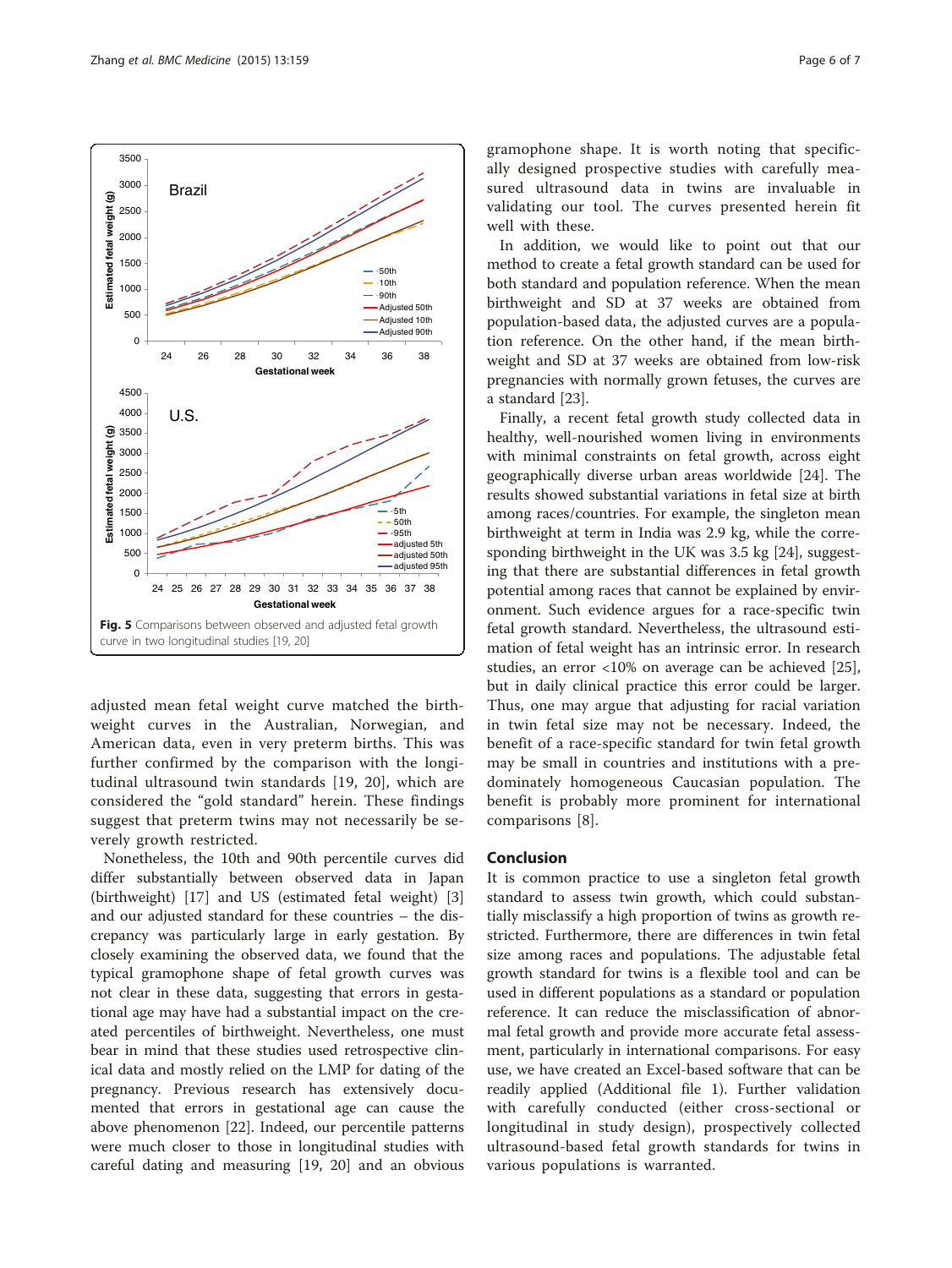Brazil

Estimated fetal weight (g)

3500
3000
2500
2000
1500
1000
500
0

24 26 28 30 32 34 36 38

Gestational week

50th
10th
90th
Adjusted 50th
Adjusted 10th
Adjusted 90th

U.S.

Estimated fetal weight (g)

4500
4000
3500
3000
2500
2000
1500
1000
500
0

24 25 26 27 28 29 30 31 32 33 34 35 36 37 38

Gestational week

5th
50th
95th
adjusted 5th
adjusted 50th
adjusted 95th

**Fig. 5** Comparisons between observed and adjusted fetal growth curve in two longitudinal studies [19, 20]

adjusted mean fetal weight curve matched the birthweight curves in the Australian, Norwegian, and American data, even in very preterm births. This was further confirmed by the comparison with the longitudinal ultrasound twin standards [19, 20], which are considered the "gold standard" herein. These findings suggest that preterm twins may not necessarily be severely growth restricted.

Nonetheless, the 10th and 90th percentile curves did differ substantially between observed data in Japan (birthweight) [17] and US (estimated fetal weight) [3] and our adjusted standard for these countries – the discrepancy was particularly large in early gestation. By closely examining the observed data, we found that the typical gramophone shape of fetal growth curves was not clear in these data, suggesting that errors in gestational age may have had a substantial impact on the created percentiles of birthweight. Nevertheless, one must bear in mind that these studies used retrospective clinical data and mostly relied on the LMP for dating of the pregnancy. Previous research has extensively documented that errors in gestational age can cause the above phenomenon [22]. Indeed, our percentile patterns were much closer to those in longitudinal studies with careful dating and measuring [19, 20] and an obvious gramophone shape. It is worth noting that specifically designed prospective studies with carefully measured ultrasound data in twins are invaluable in validating our tool. The curves presented herein fit well with these.

In addition, we would like to point out that our method to create a fetal growth standard can be used for both standard and population reference. When the mean birthweight and SD at 37 weeks are obtained from population-based data, the adjusted curves are a population reference. On the other hand, if the mean birthweight and SD at 37 weeks are obtained from low-risk pregnancies with normally grown fetuses, the curves are a standard [23].

Finally, a recent fetal growth study collected data in healthy, well-nourished women living in environments with minimal constraints on fetal growth, across eight geographically diverse urban areas worldwide [24]. The results showed substantial variations in fetal size at birth among races/countries. For example, the singleton mean birthweight at term in India was 2.9 kg, while the corresponding birthweight in the UK was 3.5 kg [24], suggesting that there are substantial differences in fetal growth potential among races that cannot be explained by environment. Such evidence argues for a race-specific twin fetal growth standard. Nevertheless, the ultrasound estimation of fetal weight has an intrinsic error. In research studies, an error <10% on average can be achieved [25], but in daily clinical practice this error could be larger. Thus, one may argue that adjusting for racial variation in twin fetal size may not be necessary. Indeed, the benefit of a race-specific standard for twin fetal growth may be small in countries and institutions with a predominately homogeneous Caucasian population. The benefit is probably more prominent for international comparisons [8].

## Conclusion

It is common practice to use a singleton fetal growth standard to assess twin growth, which could substantially misclassify a high proportion of twins as growth restricted. Furthermore, there are differences in twin fetal size among races and populations. The adjustable fetal growth standard for twins is a flexible tool and can be used in different populations as a standard or population reference. It can reduce the misclassification of abnormal fetal growth and provide more accurate fetal assessment, particularly in international comparisons. For easy use, we have created an Excel-based software that can be readily applied (Additional file 1). Further validation with carefully conducted (either cross-sectional or longitudinal in study design), prospectively collected ultrasound-based fetal growth standards for twins in various populations is warranted.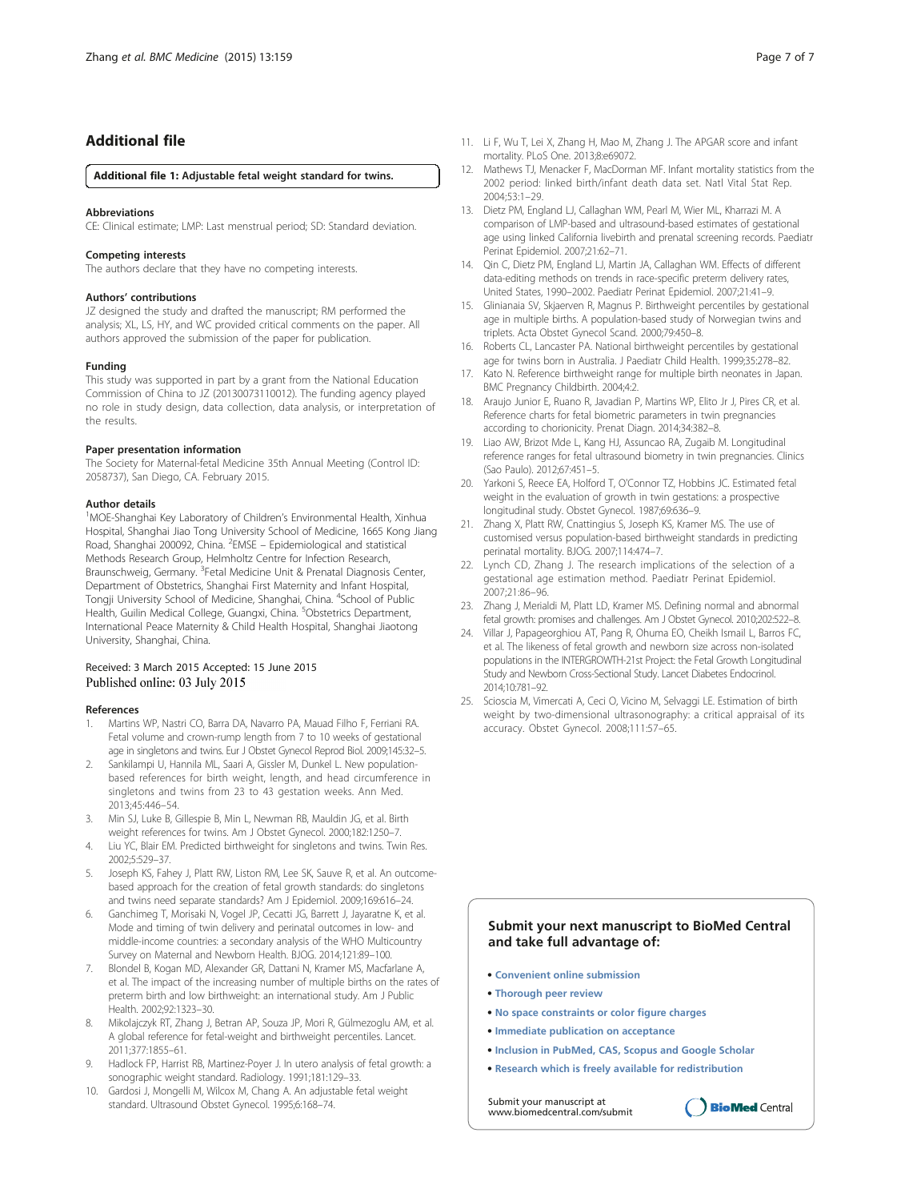## Additional file

**Additional file 1: Adjustable fetal weight standard for twins.**

#### Abbreviations

CE: Clinical estimate; LMP: Last menstrual period; SD: Standard deviation.

#### Competing interests

The authors declare that they have no competing interests.

#### Authors' contributions

JZ designed the study and drafted the manuscript; RM performed the analysis; XL, LS, HY, and WC provided critical comments on the paper. All authors approved the submission of the paper for publication.

#### Funding

This study was supported in part by a grant from the National Education Commission of China to JZ (20130073110012). The funding agency played no role in study design, data collection, data analysis, or interpretation of the results.

#### Paper presentation information

The Society for Maternal-fetal Medicine 35th Annual Meeting (Control ID: 2058737), San Diego, CA. February 2015.

#### Author details

[1]MOE-Shanghai Key Laboratory of Children's Environmental Health, Xinhua Hospital, Shanghai Jiao Tong University School of Medicine, 1665 Kong Jiang Road, Shanghai 200092, China. [2]EMSE – Epidemiological and statistical Methods Research Group, Helmholtz Centre for Infection Research, Braunschweig, Germany. [3]Fetal Medicine Unit & Prenatal Diagnosis Center, Department of Obstetrics, Shanghai First Maternity and Infant Hospital, Tongji University School of Medicine, Shanghai, China. [4]School of Public Health, Guilin Medical College, Guangxi, China. [5]Obstetrics Department, International Peace Maternity & Child Health Hospital, Shanghai Jiaotong University, Shanghai, China.

Received: 3 March 2015 Accepted: 15 June 2015
Published online: 03 July 2015

#### References

1. Martins WP, Nastri CO, Barra DA, Navarro PA, Mauad Filho F, Ferriani RA. Fetal volume and crown-rump length from 7 to 10 weeks of gestational age in singletons and twins. Eur J Obstet Gynecol Reprod Biol. 2009;145:32–5.
2. Sankilampi U, Hannila ML, Saari A, Gissler M, Dunkel L. New population-based references for birth weight, length, and head circumference in singletons and twins from 23 to 43 gestation weeks. Ann Med. 2013;45:446–54.
3. Min SJ, Luke B, Gillespie B, Min L, Newman RB, Mauldin JG, et al. Birth weight references for twins. Am J Obstet Gynecol. 2000;182:1250–7.
4. Liu YC, Blair EM. Predicted birthweight for singletons and twins. Twin Res. 2002;5:529–37.
5. Joseph KS, Fahey J, Platt RW, Liston RM, Lee SK, Sauve R, et al. An outcome-based approach for the creation of fetal growth standards: do singletons and twins need separate standards? Am J Epidemiol. 2009;169:616–24.
6. Ganchimeg T, Morisaki N, Vogel JP, Cecatti JG, Barrett J, Jayaratne K, et al. Mode and timing of twin delivery and perinatal outcomes in low- and middle-income countries: a secondary analysis of the WHO Multicountry Survey on Maternal and Newborn Health. BJOG. 2014;121:89–100.
7. Blondel B, Kogan MD, Alexander GR, Dattani N, Kramer MS, Macfarlane A, et al. The impact of the increasing number of multiple births on the rates of preterm birth and low birthweight: an international study. Am J Public Health. 2002;92:1323–30.
8. Mikolajczyk RT, Zhang J, Betran AP, Souza JP, Mori R, Gülmezoglu AM, et al. A global reference for fetal-weight and birthweight percentiles. Lancet. 2011;377:1855–61.
9. Hadlock FP, Harrist RB, Martinez-Poyer J. In utero analysis of fetal growth: a sonographic weight standard. Radiology. 1991;181:129–33.
10. Gardosi J, Mongelli M, Wilcox M, Chang A. An adjustable fetal weight standard. Ultrasound Obstet Gynecol. 1995;6:168–74.
11. Li F, Wu T, Lei X, Zhang H, Mao M, Zhang J. The APGAR score and infant mortality. PLoS One. 2013;8:e69072.
12. Mathews TJ, Menacker F, MacDorman MF. Infant mortality statistics from the 2002 period: linked birth/infant death data set. Natl Vital Stat Rep. 2004;53:1–29.
13. Dietz PM, England LJ, Callaghan WM, Pearl M, Wier ML, Kharrazi M. A comparison of LMP-based and ultrasound-based estimates of gestational age using linked California livebirth and prenatal screening records. Paediatr Perinat Epidemiol. 2007;21:62–71.
14. Qin C, Dietz PM, England LJ, Martin JA, Callaghan WM. Effects of different data-editing methods on trends in race-specific preterm delivery rates, United States, 1990–2002. Paediatr Perinat Epidemiol. 2007;21:41–9.
15. Glinianaia SV, Skjaerven R, Magnus P. Birthweight percentiles by gestational age in multiple births. A population-based study of Norwegian twins and triplets. Acta Obstet Gynecol Scand. 2000;79:450–8.
16. Roberts CL, Lancaster PA. National birthweight percentiles by gestational age for twins born in Australia. J Paediatr Child Health. 1999;35:278–82.
17. Kato N. Reference birthweight range for multiple birth neonates in Japan. BMC Pregnancy Childbirth. 2004;4:2.
18. Araujo Junior E, Ruano R, Javadian P, Martins WP, Elito Jr J, Pires CR, et al. Reference charts for fetal biometric parameters in twin pregnancies according to chorionicity. Prenat Diagn. 2014;34:382–8.
19. Liao AW, Brizot Mde L, Kang HJ, Assuncao RA, Zugaib M. Longitudinal reference ranges for fetal ultrasound biometry in twin pregnancies. Clinics (Sao Paulo). 2012;67:451–5.
20. Yarkoni S, Reece EA, Holford T, O'Connor TZ, Hobbins JC. Estimated fetal weight in the evaluation of growth in twin gestations: a prospective longitudinal study. Obstet Gynecol. 1987;69:636–9.
21. Zhang X, Platt RW, Cnattingius S, Joseph KS, Kramer MS. The use of customised versus population-based birthweight standards in predicting perinatal mortality. BJOG. 2007;114:474–7.
22. Lynch CD, Zhang J. The research implications of the selection of a gestational age estimation method. Paediatr Perinat Epidemiol. 2007;21:86–96.
23. Zhang J, Merialdi M, Platt LD, Kramer MS. Defining normal and abnormal fetal growth: promises and challenges. Am J Obstet Gynecol. 2010;202:522–8.
24. Villar J, Papageorghiou AT, Pang R, Ohuma EO, Cheikh Ismail L, Barros FC, et al. The likeness of fetal growth and newborn size across non-isolated populations in the INTERGROWTH-21st Project: the Fetal Growth Longitudinal Study and Newborn Cross-Sectional Study. Lancet Diabetes Endocrinol. 2014;10:781–92.
25. Scioscia M, Vimercati A, Ceci O, Vicino M, Selvaggi LE. Estimation of birth weight by two-dimensional ultrasonography: a critical appraisal of its accuracy. Obstet Gynecol. 2008;111:57–65.

**Submit your next manuscript to BioMed Central and take full advantage of:**

- Convenient online submission
- Thorough peer review
- No space constraints or color figure charges
- Immediate publication on acceptance
- Inclusion in PubMed, CAS, Scopus and Google Scholar
- Research which is freely available for redistribution

Submit your manuscript at
www.biomedcentral.com/submit

BioMed Central